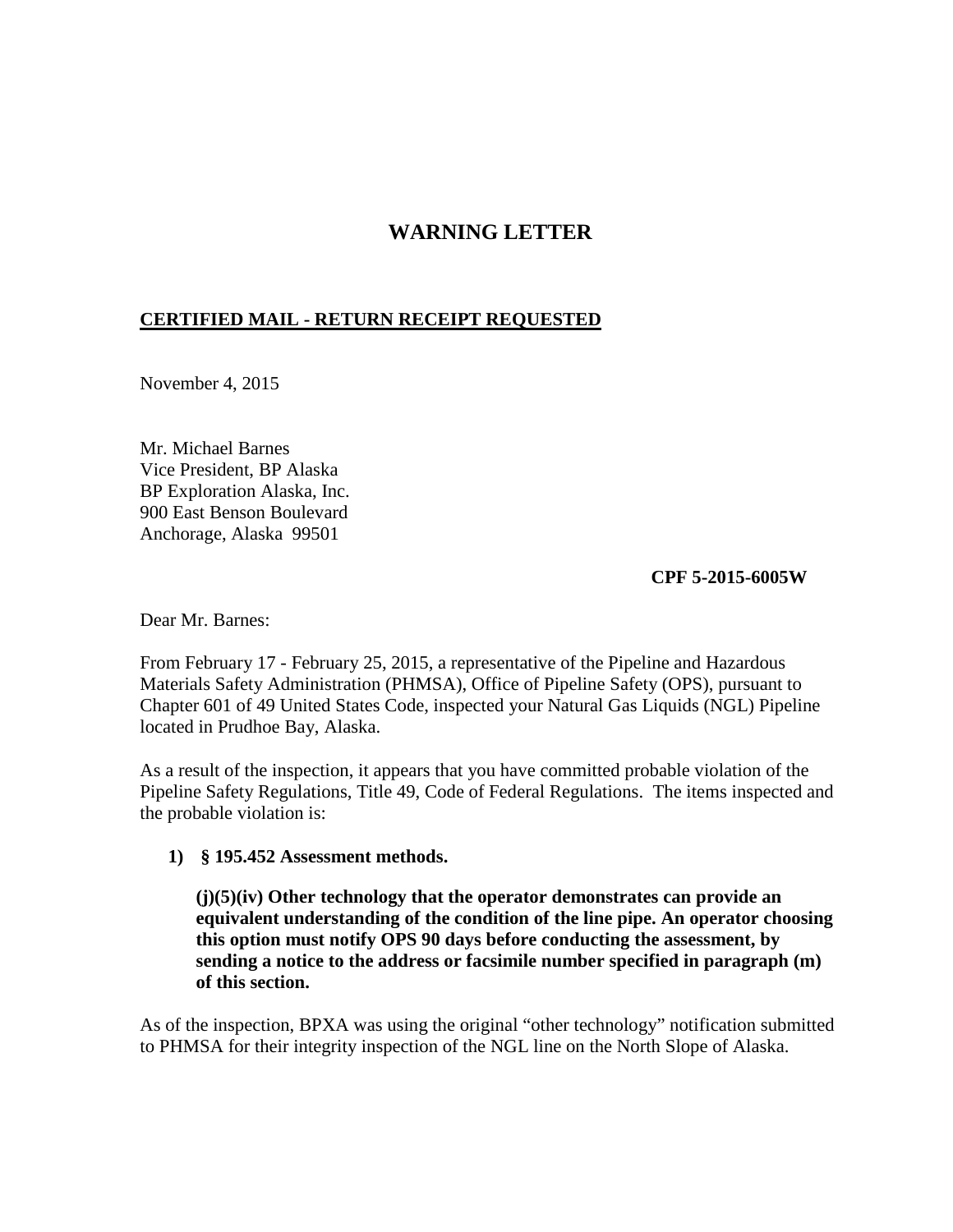# WARNING LETTER

**CERTIFIED MAIL - RETURN RECEIPT REQUESTED**

November 4, 2015

Mr. Michael Barnes
Vice President, BP Alaska
BP Exploration Alaska, Inc.
900 East Benson Boulevard
Anchorage, Alaska 99501

**CPF 5-2015-6005W**

Dear Mr. Barnes:

From February 17 - February 25, 2015, a representative of the Pipeline and Hazardous Materials Safety Administration (PHMSA), Office of Pipeline Safety (OPS), pursuant to Chapter 601 of 49 United States Code, inspected your Natural Gas Liquids (NGL) Pipeline located in Prudhoe Bay, Alaska.

As a result of the inspection, it appears that you have committed probable violation of the Pipeline Safety Regulations, Title 49, Code of Federal Regulations. The items inspected and the probable violation is:

1) **§ 195.452 Assessment methods.**

   **(j)(5)(iv) Other technology that the operator demonstrates can provide an equivalent understanding of the condition of the line pipe. An operator choosing this option must notify OPS 90 days before conducting the assessment, by sending a notice to the address or facsimile number specified in paragraph (m) of this section.**

As of the inspection, BPXA was using the original "other technology" notification submitted to PHMSA for their integrity inspection of the NGL line on the North Slope of Alaska.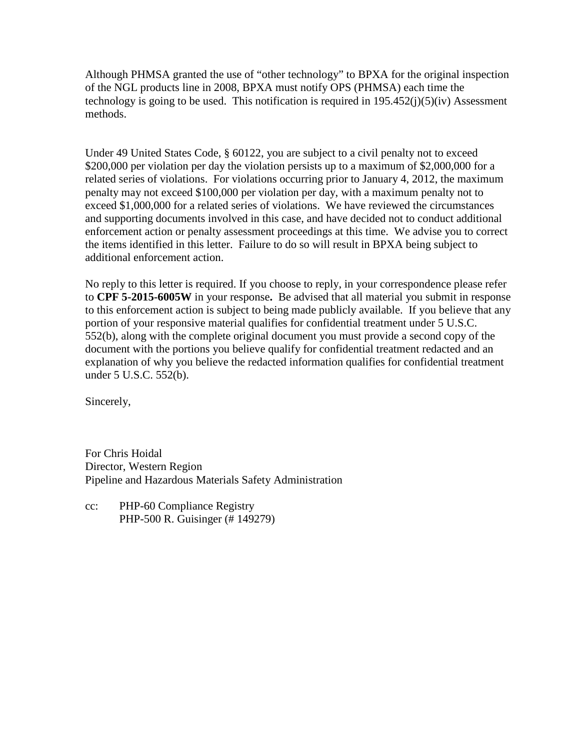Although PHMSA granted the use of "other technology" to BPXA for the original inspection of the NGL products line in 2008, BPXA must notify OPS (PHMSA) each time the technology is going to be used. This notification is required in 195.452(j)(5)(iv) Assessment methods.

Under 49 United States Code, § 60122, you are subject to a civil penalty not to exceed $200,000 per violation per day the violation persists up to a maximum of $2,000,000 for a related series of violations. For violations occurring prior to January 4, 2012, the maximum penalty may not exceed $100,000 per violation per day, with a maximum penalty not to exceed $1,000,000 for a related series of violations. We have reviewed the circumstances and supporting documents involved in this case, and have decided not to conduct additional enforcement action or penalty assessment proceedings at this time. We advise you to correct the items identified in this letter. Failure to do so will result in BPXA being subject to additional enforcement action.

No reply to this letter is required. If you choose to reply, in your correspondence please refer to **CPF 5-2015-6005W** in your response**.** Be advised that all material you submit in response to this enforcement action is subject to being made publicly available. If you believe that any portion of your responsive material qualifies for confidential treatment under 5 U.S.C. 552(b), along with the complete original document you must provide a second copy of the document with the portions you believe qualify for confidential treatment redacted and an explanation of why you believe the redacted information qualifies for confidential treatment under 5 U.S.C. 552(b).

Sincerely,

For Chris Hoidal
Director, Western Region
Pipeline and Hazardous Materials Safety Administration

cc: PHP-60 Compliance Registry
PHP-500 R. Guisinger (# 149279)